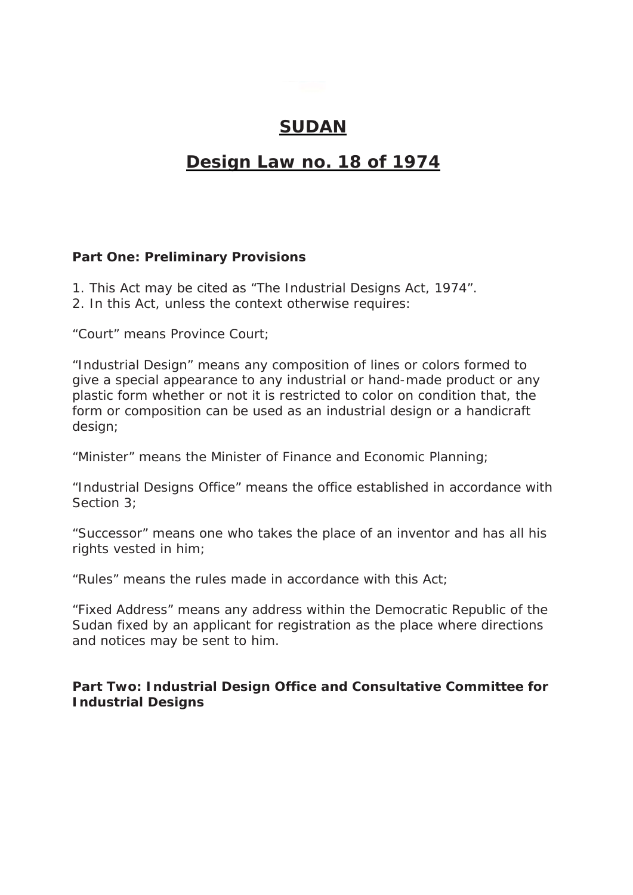# SUDAN

## Design Law no. 18 of 1974

**Part One: Preliminary Provisions**

1. This Act may be cited as “The Industrial Designs Act, 1974”.
2. In this Act, unless the context otherwise requires:

“Court” means Province Court;

“Industrial Design” means any composition of lines or colors formed to give a special appearance to any industrial or hand-made product or any plastic form whether or not it is restricted to color on condition that, the form or composition can be used as an industrial design or a handicraft design;

“Minister” means the Minister of Finance and Economic Planning;

“Industrial Designs Office” means the office established in accordance with Section 3;

“Successor” means one who takes the place of an inventor and has all his rights vested in him;

“Rules” means the rules made in accordance with this Act;

“Fixed Address” means any address within the Democratic Republic of the Sudan fixed by an applicant for registration as the place where directions and notices may be sent to him.

**Part Two: Industrial Design Office and Consultative Committee for Industrial Designs**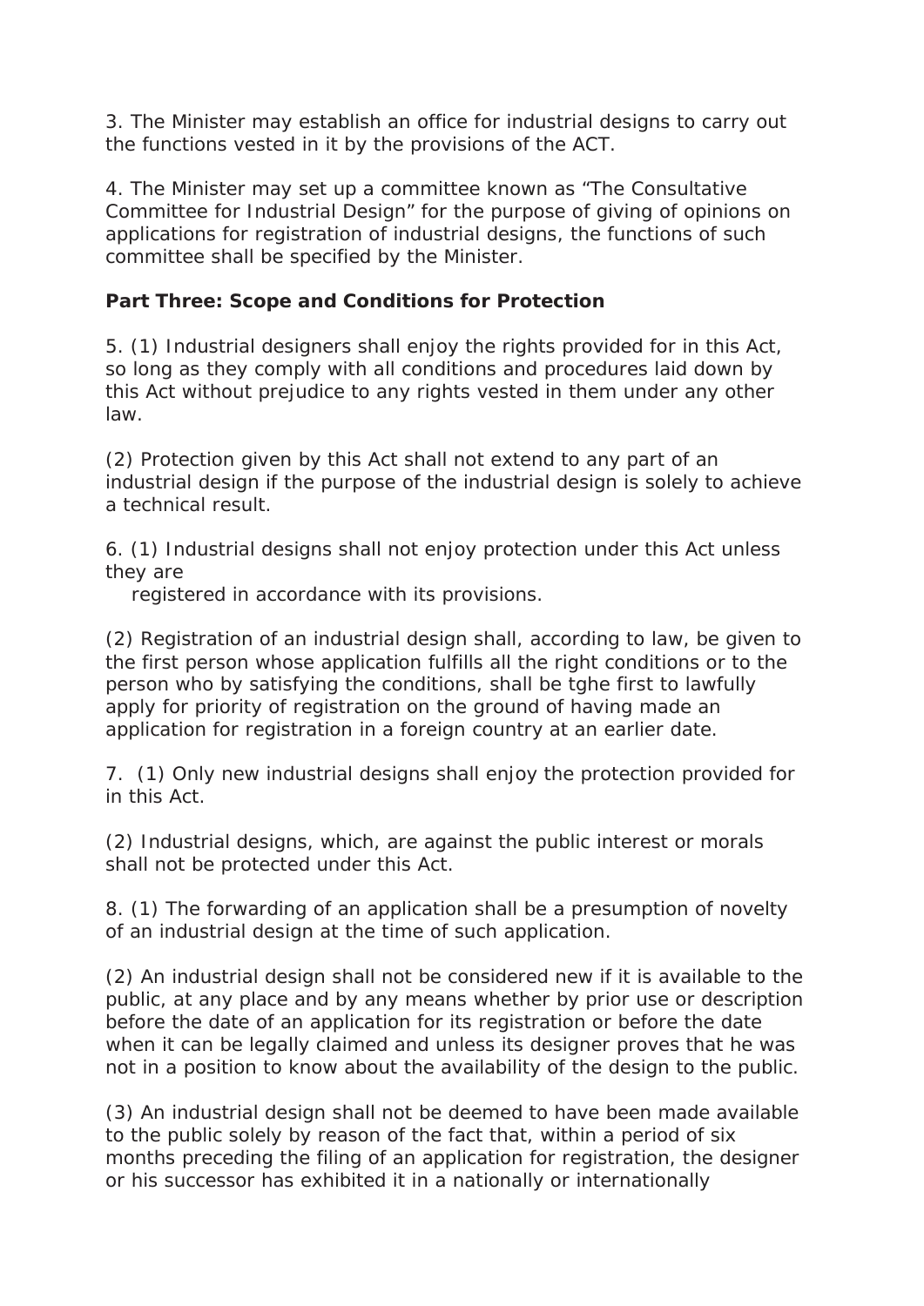3. The Minister may establish an office for industrial designs to carry out the functions vested in it by the provisions of the ACT.

4. The Minister may set up a committee known as "The Consultative Committee for Industrial Design" for the purpose of giving of opinions on applications for registration of industrial designs, the functions of such committee shall be specified by the Minister.

**Part Three: Scope and Conditions for Protection**

5. (1) Industrial designers shall enjoy the rights provided for in this Act, so long as they comply with all conditions and procedures laid down by this Act without prejudice to any rights vested in them under any other law.

(2) Protection given by this Act shall not extend to any part of an industrial design if the purpose of the industrial design is solely to achieve a technical result.

6. (1) Industrial designs shall not enjoy protection under this Act unless they are registered in accordance with its provisions.

(2) Registration of an industrial design shall, according to law, be given to the first person whose application fulfills all the right conditions or to the person who by satisfying the conditions, shall be tghe first to lawfully apply for priority of registration on the ground of having made an application for registration in a foreign country at an earlier date.

7. (1) Only new industrial designs shall enjoy the protection provided for in this Act.

(2) Industrial designs, which, are against the public interest or morals shall not be protected under this Act.

8. (1) The forwarding of an application shall be a presumption of novelty of an industrial design at the time of such application.

(2) An industrial design shall not be considered new if it is available to the public, at any place and by any means whether by prior use or description before the date of an application for its registration or before the date when it can be legally claimed and unless its designer proves that he was not in a position to know about the availability of the design to the public.

(3) An industrial design shall not be deemed to have been made available to the public solely by reason of the fact that, within a period of six months preceding the filing of an application for registration, the designer or his successor has exhibited it in a nationally or internationally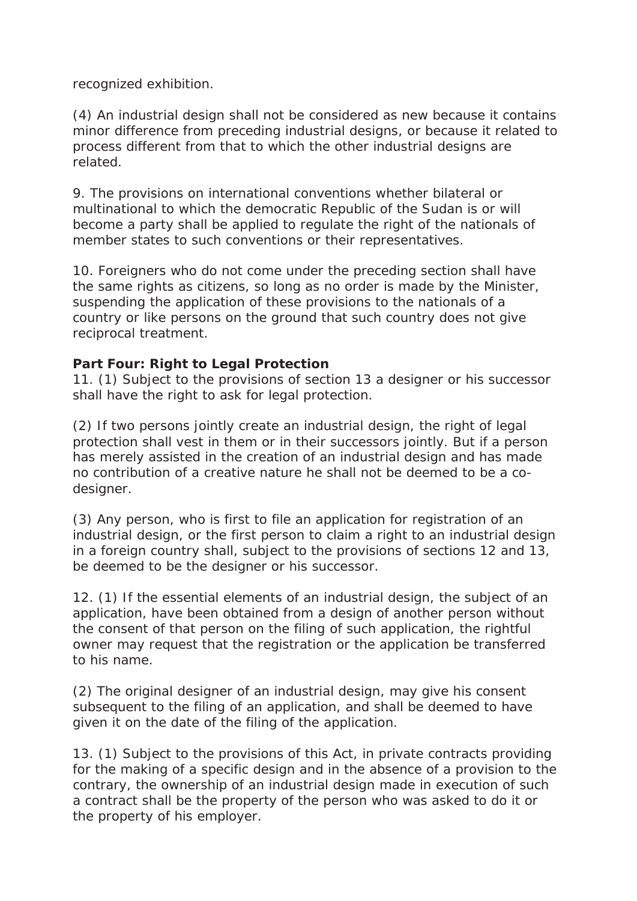recognized exhibition.

(4) An industrial design shall not be considered as new because it contains minor difference from preceding industrial designs, or because it related to process different from that to which the other industrial designs are related.

9. The provisions on international conventions whether bilateral or multinational to which the democratic Republic of the Sudan is or will become a party shall be applied to regulate the right of the nationals of member states to such conventions or their representatives.

10. Foreigners who do not come under the preceding section shall have the same rights as citizens, so long as no order is made by the Minister, suspending the application of these provisions to the nationals of a country or like persons on the ground that such country does not give reciprocal treatment.

**Part Four: Right to Legal Protection**

11. (1) Subject to the provisions of section 13 a designer or his successor shall have the right to ask for legal protection.

(2) If two persons jointly create an industrial design, the right of legal protection shall vest in them or in their successors jointly. But if a person has merely assisted in the creation of an industrial design and has made no contribution of a creative nature he shall not be deemed to be a co-designer.

(3) Any person, who is first to file an application for registration of an industrial design, or the first person to claim a right to an industrial design in a foreign country shall, subject to the provisions of sections 12 and 13, be deemed to be the designer or his successor.

12. (1) If the essential elements of an industrial design, the subject of an application, have been obtained from a design of another person without the consent of that person on the filing of such application, the rightful owner may request that the registration or the application be transferred to his name.

(2) The original designer of an industrial design, may give his consent subsequent to the filing of an application, and shall be deemed to have given it on the date of the filing of the application.

13. (1) Subject to the provisions of this Act, in private contracts providing for the making of a specific design and in the absence of a provision to the contrary, the ownership of an industrial design made in execution of such a contract shall be the property of the person who was asked to do it or the property of his employer.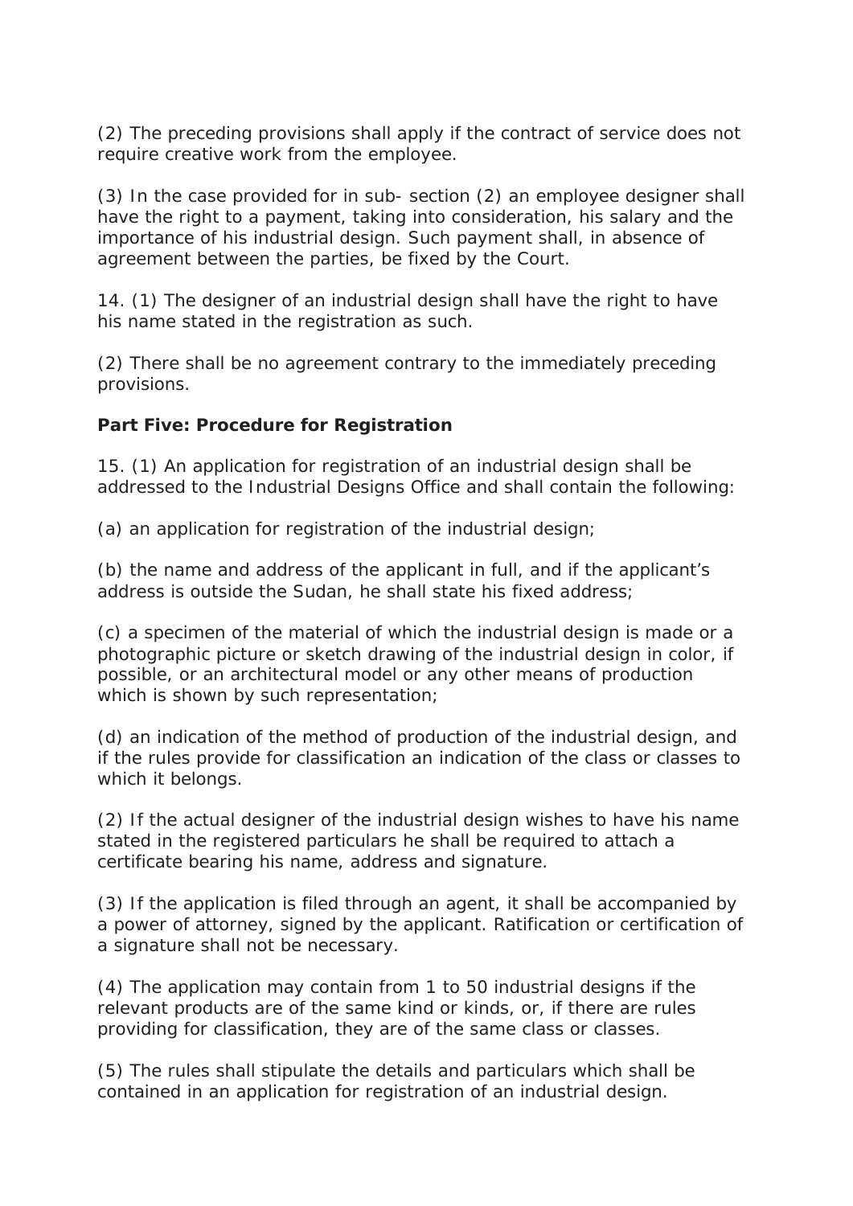(2) The preceding provisions shall apply if the contract of service does not require creative work from the employee.

(3) In the case provided for in sub- section (2) an employee designer shall have the right to a payment, taking into consideration, his salary and the importance of his industrial design. Such payment shall, in absence of agreement between the parties, be fixed by the Court.

14. (1) The designer of an industrial design shall have the right to have his name stated in the registration as such.

(2) There shall be no agreement contrary to the immediately preceding provisions.

**Part Five: Procedure for Registration**

15. (1) An application for registration of an industrial design shall be addressed to the Industrial Designs Office and shall contain the following:

(a) an application for registration of the industrial design;

(b) the name and address of the applicant in full, and if the applicant's address is outside the Sudan, he shall state his fixed address;

(c) a specimen of the material of which the industrial design is made or a photographic picture or sketch drawing of the industrial design in color, if possible, or an architectural model or any other means of production which is shown by such representation;

(d) an indication of the method of production of the industrial design, and if the rules provide for classification an indication of the class or classes to which it belongs.

(2) If the actual designer of the industrial design wishes to have his name stated in the registered particulars he shall be required to attach a certificate bearing his name, address and signature.

(3) If the application is filed through an agent, it shall be accompanied by a power of attorney, signed by the applicant. Ratification or certification of a signature shall not be necessary.

(4) The application may contain from 1 to 50 industrial designs if the relevant products are of the same kind or kinds, or, if there are rules providing for classification, they are of the same class or classes.

(5) The rules shall stipulate the details and particulars which shall be contained in an application for registration of an industrial design.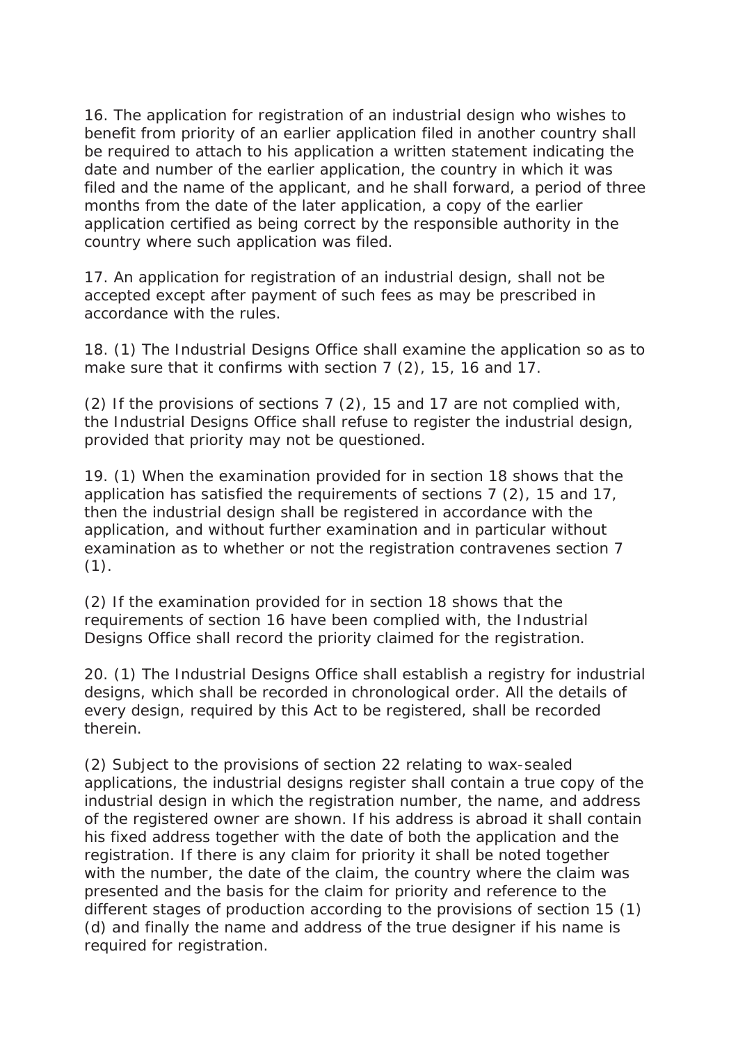16. The application for registration of an industrial design who wishes to benefit from priority of an earlier application filed in another country shall be required to attach to his application a written statement indicating the date and number of the earlier application, the country in which it was filed and the name of the applicant, and he shall forward, a period of three months from the date of the later application, a copy of the earlier application certified as being correct by the responsible authority in the country where such application was filed.

17. An application for registration of an industrial design, shall not be accepted except after payment of such fees as may be prescribed in accordance with the rules.

18. (1) The Industrial Designs Office shall examine the application so as to make sure that it confirms with section 7 (2), 15, 16 and 17.

(2) If the provisions of sections 7 (2), 15 and 17 are not complied with, the Industrial Designs Office shall refuse to register the industrial design, provided that priority may not be questioned.

19. (1) When the examination provided for in section 18 shows that the application has satisfied the requirements of sections 7 (2), 15 and 17, then the industrial design shall be registered in accordance with the application, and without further examination and in particular without examination as to whether or not the registration contravenes section 7 (1).

(2) If the examination provided for in section 18 shows that the requirements of section 16 have been complied with, the Industrial Designs Office shall record the priority claimed for the registration.

20. (1) The Industrial Designs Office shall establish a registry for industrial designs, which shall be recorded in chronological order. All the details of every design, required by this Act to be registered, shall be recorded therein.

(2) Subject to the provisions of section 22 relating to wax-sealed applications, the industrial designs register shall contain a true copy of the industrial design in which the registration number, the name, and address of the registered owner are shown. If his address is abroad it shall contain his fixed address together with the date of both the application and the registration. If there is any claim for priority it shall be noted together with the number, the date of the claim, the country where the claim was presented and the basis for the claim for priority and reference to the different stages of production according to the provisions of section 15 (1) (d) and finally the name and address of the true designer if his name is required for registration.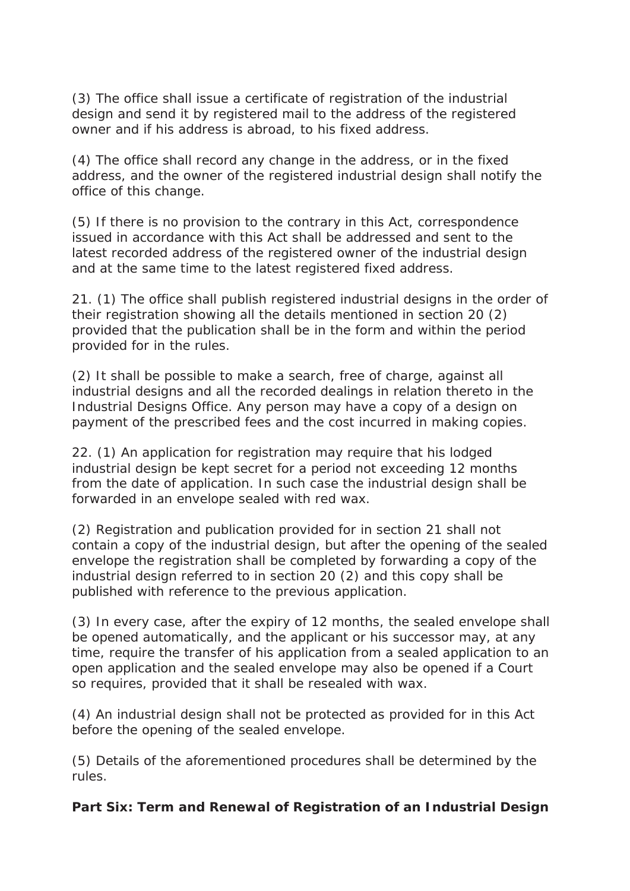(3) The office shall issue a certificate of registration of the industrial design and send it by registered mail to the address of the registered owner and if his address is abroad, to his fixed address.

(4) The office shall record any change in the address, or in the fixed address, and the owner of the registered industrial design shall notify the office of this change.

(5) If there is no provision to the contrary in this Act, correspondence issued in accordance with this Act shall be addressed and sent to the latest recorded address of the registered owner of the industrial design and at the same time to the latest registered fixed address.

21. (1) The office shall publish registered industrial designs in the order of their registration showing all the details mentioned in section 20 (2) provided that the publication shall be in the form and within the period provided for in the rules.

(2) It shall be possible to make a search, free of charge, against all industrial designs and all the recorded dealings in relation thereto in the Industrial Designs Office. Any person may have a copy of a design on payment of the prescribed fees and the cost incurred in making copies.

22. (1) An application for registration may require that his lodged industrial design be kept secret for a period not exceeding 12 months from the date of application. In such case the industrial design shall be forwarded in an envelope sealed with red wax.

(2) Registration and publication provided for in section 21 shall not contain a copy of the industrial design, but after the opening of the sealed envelope the registration shall be completed by forwarding a copy of the industrial design referred to in section 20 (2) and this copy shall be published with reference to the previous application.

(3) In every case, after the expiry of 12 months, the sealed envelope shall be opened automatically, and the applicant or his successor may, at any time, require the transfer of his application from a sealed application to an open application and the sealed envelope may also be opened if a Court so requires, provided that it shall be resealed with wax.

(4) An industrial design shall not be protected as provided for in this Act before the opening of the sealed envelope.

(5) Details of the aforementioned procedures shall be determined by the rules.

**Part Six: Term and Renewal of Registration of an Industrial Design**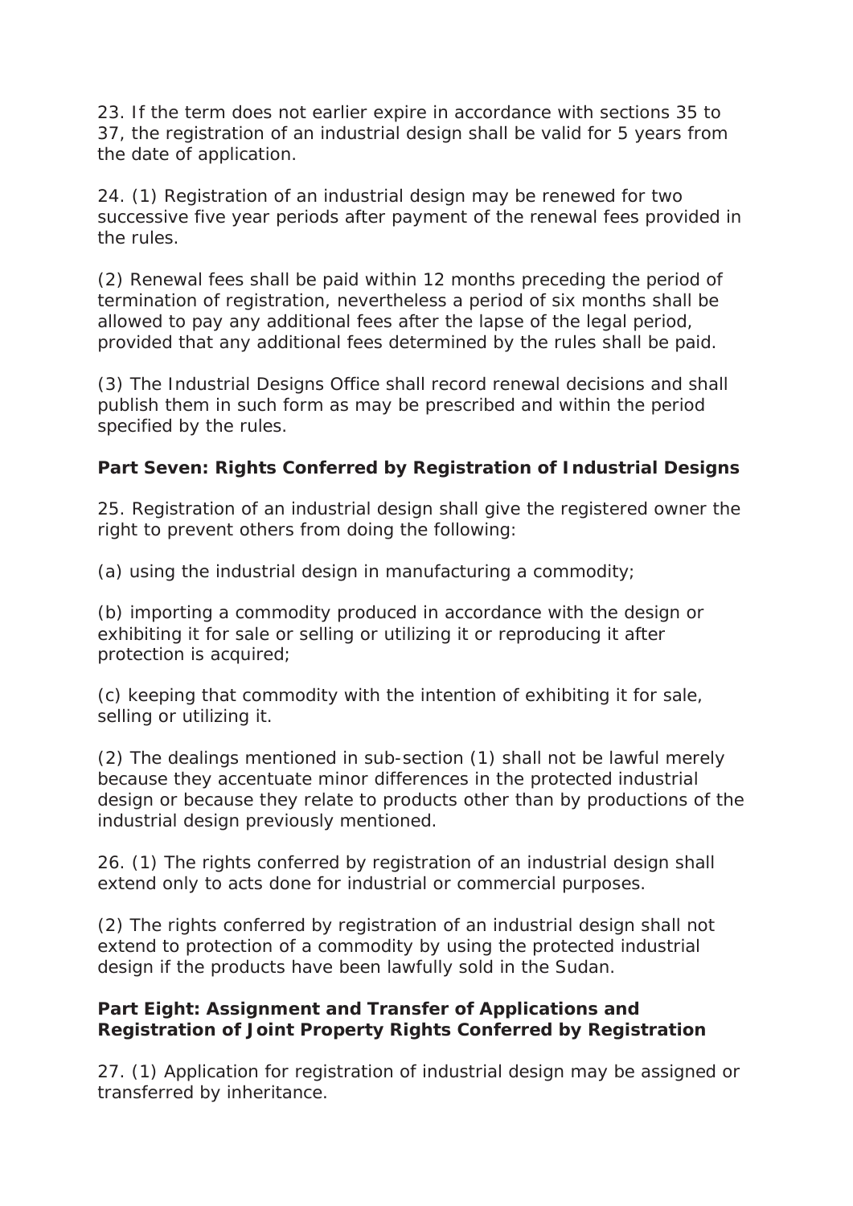23. If the term does not earlier expire in accordance with sections 35 to 37, the registration of an industrial design shall be valid for 5 years from the date of application.

24. (1) Registration of an industrial design may be renewed for two successive five year periods after payment of the renewal fees provided in the rules.

(2) Renewal fees shall be paid within 12 months preceding the period of termination of registration, nevertheless a period of six months shall be allowed to pay any additional fees after the lapse of the legal period, provided that any additional fees determined by the rules shall be paid.

(3) The Industrial Designs Office shall record renewal decisions and shall publish them in such form as may be prescribed and within the period specified by the rules.

**Part Seven: Rights Conferred by Registration of Industrial Designs**

25. Registration of an industrial design shall give the registered owner the right to prevent others from doing the following:

(a) using the industrial design in manufacturing a commodity;

(b) importing a commodity produced in accordance with the design or exhibiting it for sale or selling or utilizing it or reproducing it after protection is acquired;

(c) keeping that commodity with the intention of exhibiting it for sale, selling or utilizing it.

(2) The dealings mentioned in sub-section (1) shall not be lawful merely because they accentuate minor differences in the protected industrial design or because they relate to products other than by productions of the industrial design previously mentioned.

26. (1) The rights conferred by registration of an industrial design shall extend only to acts done for industrial or commercial purposes.

(2) The rights conferred by registration of an industrial design shall not extend to protection of a commodity by using the protected industrial design if the products have been lawfully sold in the Sudan.

**Part Eight: Assignment and Transfer of Applications and Registration of Joint Property Rights Conferred by Registration**

27. (1) Application for registration of industrial design may be assigned or transferred by inheritance.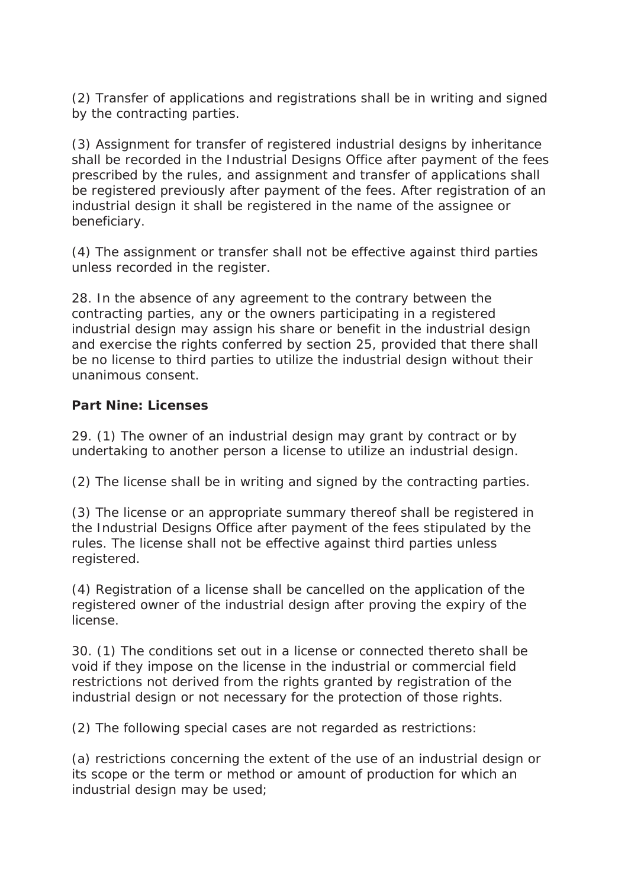(2) Transfer of applications and registrations shall be in writing and signed by the contracting parties.

(3) Assignment for transfer of registered industrial designs by inheritance shall be recorded in the Industrial Designs Office after payment of the fees prescribed by the rules, and assignment and transfer of applications shall be registered previously after payment of the fees. After registration of an industrial design it shall be registered in the name of the assignee or beneficiary.

(4) The assignment or transfer shall not be effective against third parties unless recorded in the register.

28. In the absence of any agreement to the contrary between the contracting parties, any or the owners participating in a registered industrial design may assign his share or benefit in the industrial design and exercise the rights conferred by section 25, provided that there shall be no license to third parties to utilize the industrial design without their unanimous consent.

**Part Nine: Licenses**

29. (1) The owner of an industrial design may grant by contract or by undertaking to another person a license to utilize an industrial design.

(2) The license shall be in writing and signed by the contracting parties.

(3) The license or an appropriate summary thereof shall be registered in the Industrial Designs Office after payment of the fees stipulated by the rules. The license shall not be effective against third parties unless registered.

(4) Registration of a license shall be cancelled on the application of the registered owner of the industrial design after proving the expiry of the license.

30. (1) The conditions set out in a license or connected thereto shall be void if they impose on the license in the industrial or commercial field restrictions not derived from the rights granted by registration of the industrial design or not necessary for the protection of those rights.

(2) The following special cases are not regarded as restrictions:

(a) restrictions concerning the extent of the use of an industrial design or its scope or the term or method or amount of production for which an industrial design may be used;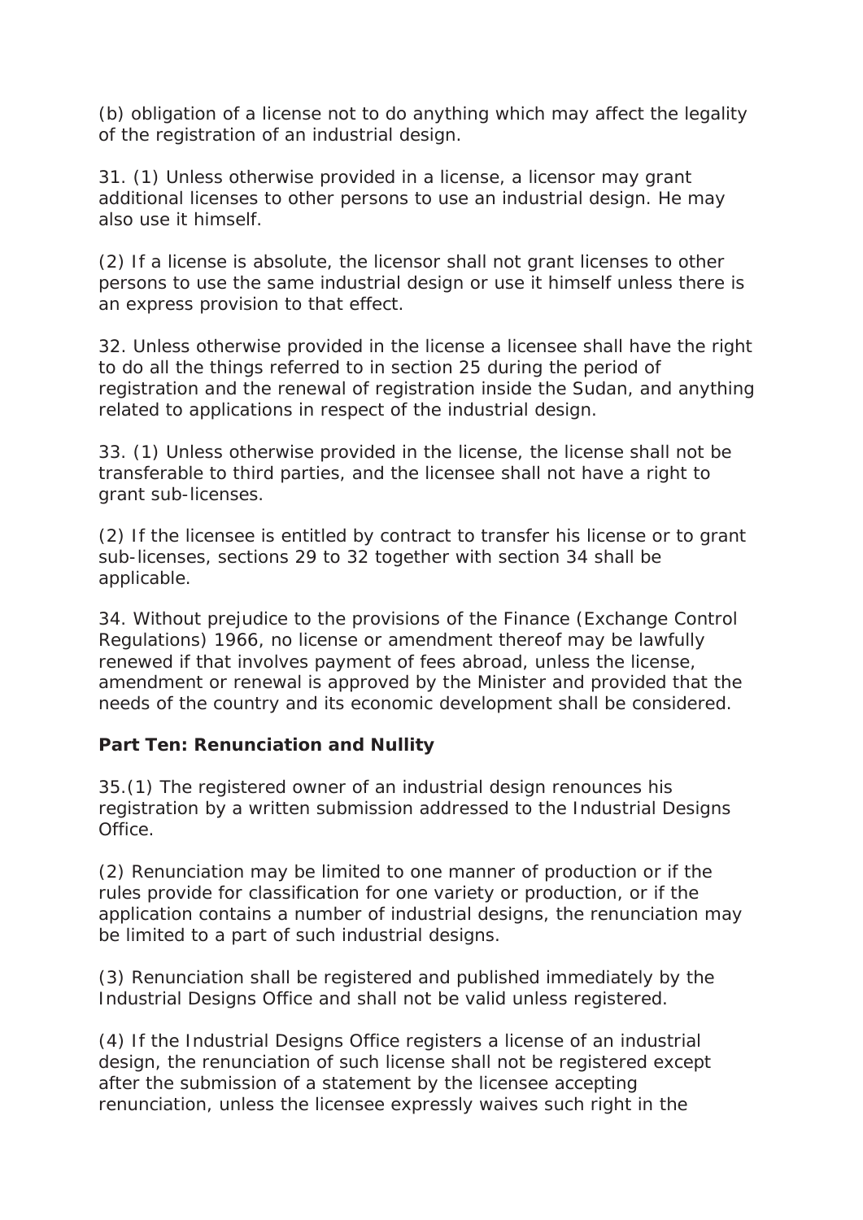(b) obligation of a license not to do anything which may affect the legality of the registration of an industrial design.

31. (1) Unless otherwise provided in a license, a licensor may grant additional licenses to other persons to use an industrial design. He may also use it himself.

(2) If a license is absolute, the licensor shall not grant licenses to other persons to use the same industrial design or use it himself unless there is an express provision to that effect.

32. Unless otherwise provided in the license a licensee shall have the right to do all the things referred to in section 25 during the period of registration and the renewal of registration inside the Sudan, and anything related to applications in respect of the industrial design.

33. (1) Unless otherwise provided in the license, the license shall not be transferable to third parties, and the licensee shall not have a right to grant sub-licenses.

(2) If the licensee is entitled by contract to transfer his license or to grant sub-licenses, sections 29 to 32 together with section 34 shall be applicable.

34. Without prejudice to the provisions of the Finance (Exchange Control Regulations) 1966, no license or amendment thereof may be lawfully renewed if that involves payment of fees abroad, unless the license, amendment or renewal is approved by the Minister and provided that the needs of the country and its economic development shall be considered.

**Part Ten: Renunciation and Nullity**

35.(1) The registered owner of an industrial design renounces his registration by a written submission addressed to the Industrial Designs Office.

(2) Renunciation may be limited to one manner of production or if the rules provide for classification for one variety or production, or if the application contains a number of industrial designs, the renunciation may be limited to a part of such industrial designs.

(3) Renunciation shall be registered and published immediately by the Industrial Designs Office and shall not be valid unless registered.

(4) If the Industrial Designs Office registers a license of an industrial design, the renunciation of such license shall not be registered except after the submission of a statement by the licensee accepting renunciation, unless the licensee expressly waives such right in the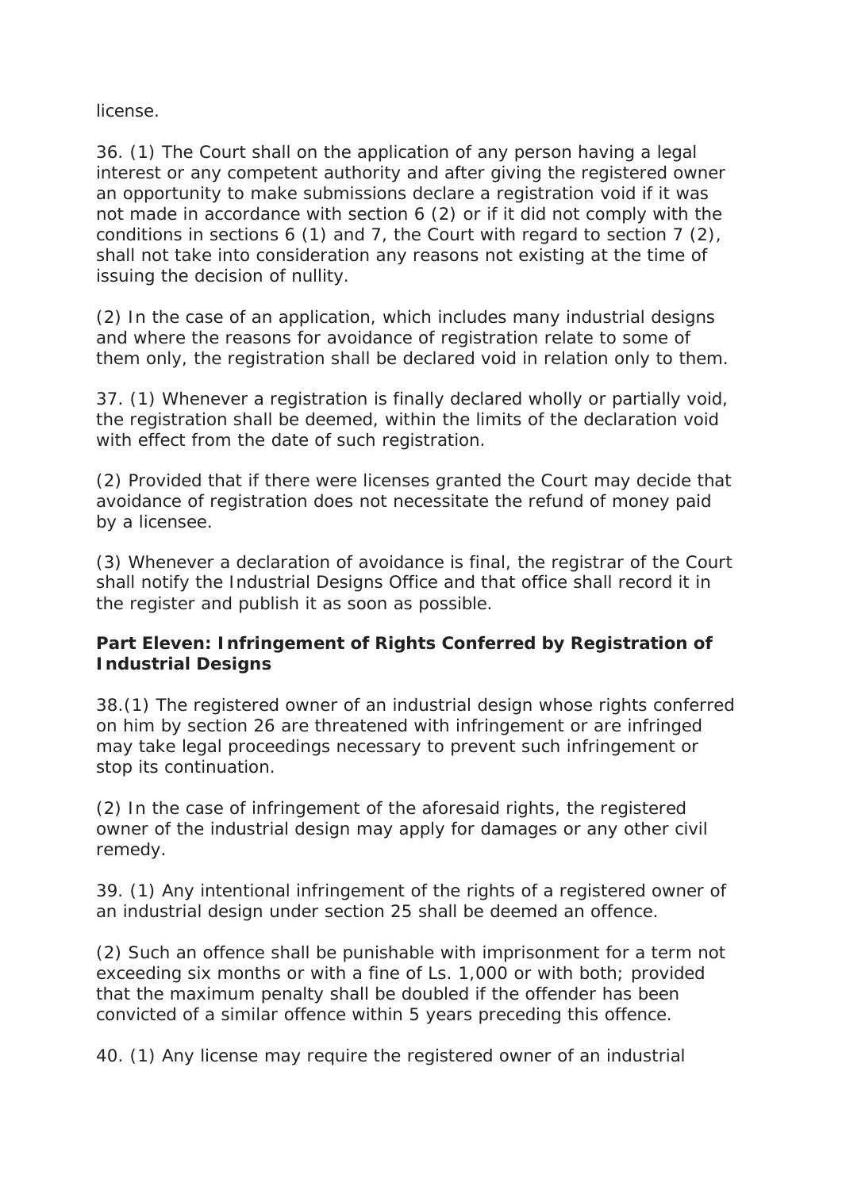license.

36. (1) The Court shall on the application of any person having a legal interest or any competent authority and after giving the registered owner an opportunity to make submissions declare a registration void if it was not made in accordance with section 6 (2) or if it did not comply with the conditions in sections 6 (1) and 7, the Court with regard to section 7 (2), shall not take into consideration any reasons not existing at the time of issuing the decision of nullity.

(2) In the case of an application, which includes many industrial designs and where the reasons for avoidance of registration relate to some of them only, the registration shall be declared void in relation only to them.

37. (1) Whenever a registration is finally declared wholly or partially void, the registration shall be deemed, within the limits of the declaration void with effect from the date of such registration.

(2) Provided that if there were licenses granted the Court may decide that avoidance of registration does not necessitate the refund of money paid by a licensee.

(3) Whenever a declaration of avoidance is final, the registrar of the Court shall notify the Industrial Designs Office and that office shall record it in the register and publish it as soon as possible.

**Part Eleven: Infringement of Rights Conferred by Registration of Industrial Designs**

38.(1) The registered owner of an industrial design whose rights conferred on him by section 26 are threatened with infringement or are infringed may take legal proceedings necessary to prevent such infringement or stop its continuation.

(2) In the case of infringement of the aforesaid rights, the registered owner of the industrial design may apply for damages or any other civil remedy.

39. (1) Any intentional infringement of the rights of a registered owner of an industrial design under section 25 shall be deemed an offence.

(2) Such an offence shall be punishable with imprisonment for a term not exceeding six months or with a fine of Ls. 1,000 or with both; provided that the maximum penalty shall be doubled if the offender has been convicted of a similar offence within 5 years preceding this offence.

40. (1) Any license may require the registered owner of an industrial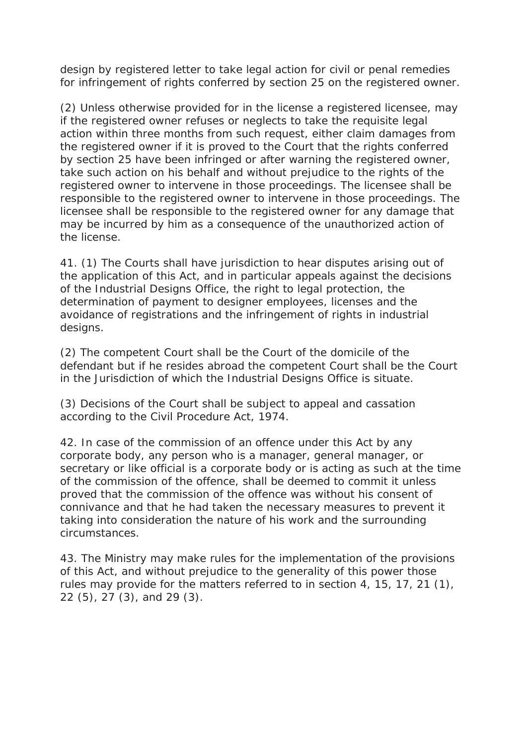design by registered letter to take legal action for civil or penal remedies for infringement of rights conferred by section 25 on the registered owner.

(2) Unless otherwise provided for in the license a registered licensee, may if the registered owner refuses or neglects to take the requisite legal action within three months from such request, either claim damages from the registered owner if it is proved to the Court that the rights conferred by section 25 have been infringed or after warning the registered owner, take such action on his behalf and without prejudice to the rights of the registered owner to intervene in those proceedings. The licensee shall be responsible to the registered owner to intervene in those proceedings. The licensee shall be responsible to the registered owner for any damage that may be incurred by him as a consequence of the unauthorized action of the license.

41. (1) The Courts shall have jurisdiction to hear disputes arising out of the application of this Act, and in particular appeals against the decisions of the Industrial Designs Office, the right to legal protection, the determination of payment to designer employees, licenses and the avoidance of registrations and the infringement of rights in industrial designs.

(2) The competent Court shall be the Court of the domicile of the defendant but if he resides abroad the competent Court shall be the Court in the Jurisdiction of which the Industrial Designs Office is situate.

(3) Decisions of the Court shall be subject to appeal and cassation according to the Civil Procedure Act, 1974.

42. In case of the commission of an offence under this Act by any corporate body, any person who is a manager, general manager, or secretary or like official is a corporate body or is acting as such at the time of the commission of the offence, shall be deemed to commit it unless proved that the commission of the offence was without his consent of connivance and that he had taken the necessary measures to prevent it taking into consideration the nature of his work and the surrounding circumstances.

43. The Ministry may make rules for the implementation of the provisions of this Act, and without prejudice to the generality of this power those rules may provide for the matters referred to in section 4, 15, 17, 21 (1), 22 (5), 27 (3), and 29 (3).